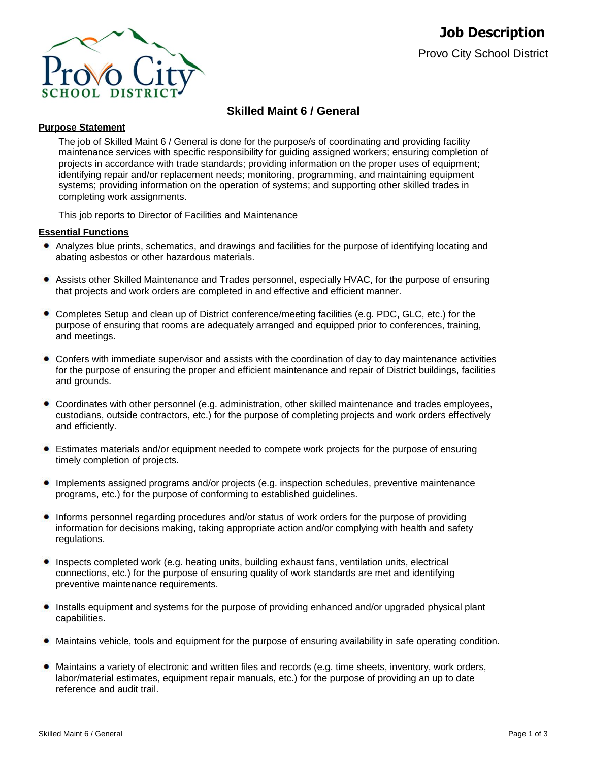# Job Description

Provo City School District

## Skilled Maint 6 / General

**Purpose Statement**

The job of Skilled Maint 6 / General is done for the purpose/s of coordinating and providing facility maintenance services with specific responsibility for guiding assigned workers; ensuring completion of projects in accordance with trade standards; providing information on the proper uses of equipment; identifying repair and/or replacement needs; monitoring, programming, and maintaining equipment systems; providing information on the operation of systems; and supporting other skilled trades in completing work assignments.

This job reports to Director of Facilities and Maintenance

**Essential Functions**

- Analyzes blue prints, schematics, and drawings and facilities for the purpose of identifying locating and abating asbestos or other hazardous materials.
- Assists other Skilled Maintenance and Trades personnel, especially HVAC, for the purpose of ensuring that projects and work orders are completed in and effective and efficient manner.
- Completes Setup and clean up of District conference/meeting facilities (e.g. PDC, GLC, etc.) for the purpose of ensuring that rooms are adequately arranged and equipped prior to conferences, training, and meetings.
- Confers with immediate supervisor and assists with the coordination of day to day maintenance activities for the purpose of ensuring the proper and efficient maintenance and repair of District buildings, facilities and grounds.
- Coordinates with other personnel (e.g. administration, other skilled maintenance and trades employees, custodians, outside contractors, etc.) for the purpose of completing projects and work orders effectively and efficiently.
- Estimates materials and/or equipment needed to compete work projects for the purpose of ensuring timely completion of projects.
- Implements assigned programs and/or projects (e.g. inspection schedules, preventive maintenance programs, etc.) for the purpose of conforming to established guidelines.
- Informs personnel regarding procedures and/or status of work orders for the purpose of providing information for decisions making, taking appropriate action and/or complying with health and safety regulations.
- Inspects completed work (e.g. heating units, building exhaust fans, ventilation units, electrical connections, etc.) for the purpose of ensuring quality of work standards are met and identifying preventive maintenance requirements.
- Installs equipment and systems for the purpose of providing enhanced and/or upgraded physical plant capabilities.
- Maintains vehicle, tools and equipment for the purpose of ensuring availability in safe operating condition.
- Maintains a variety of electronic and written files and records (e.g. time sheets, inventory, work orders, labor/material estimates, equipment repair manuals, etc.) for the purpose of providing an up to date reference and audit trail.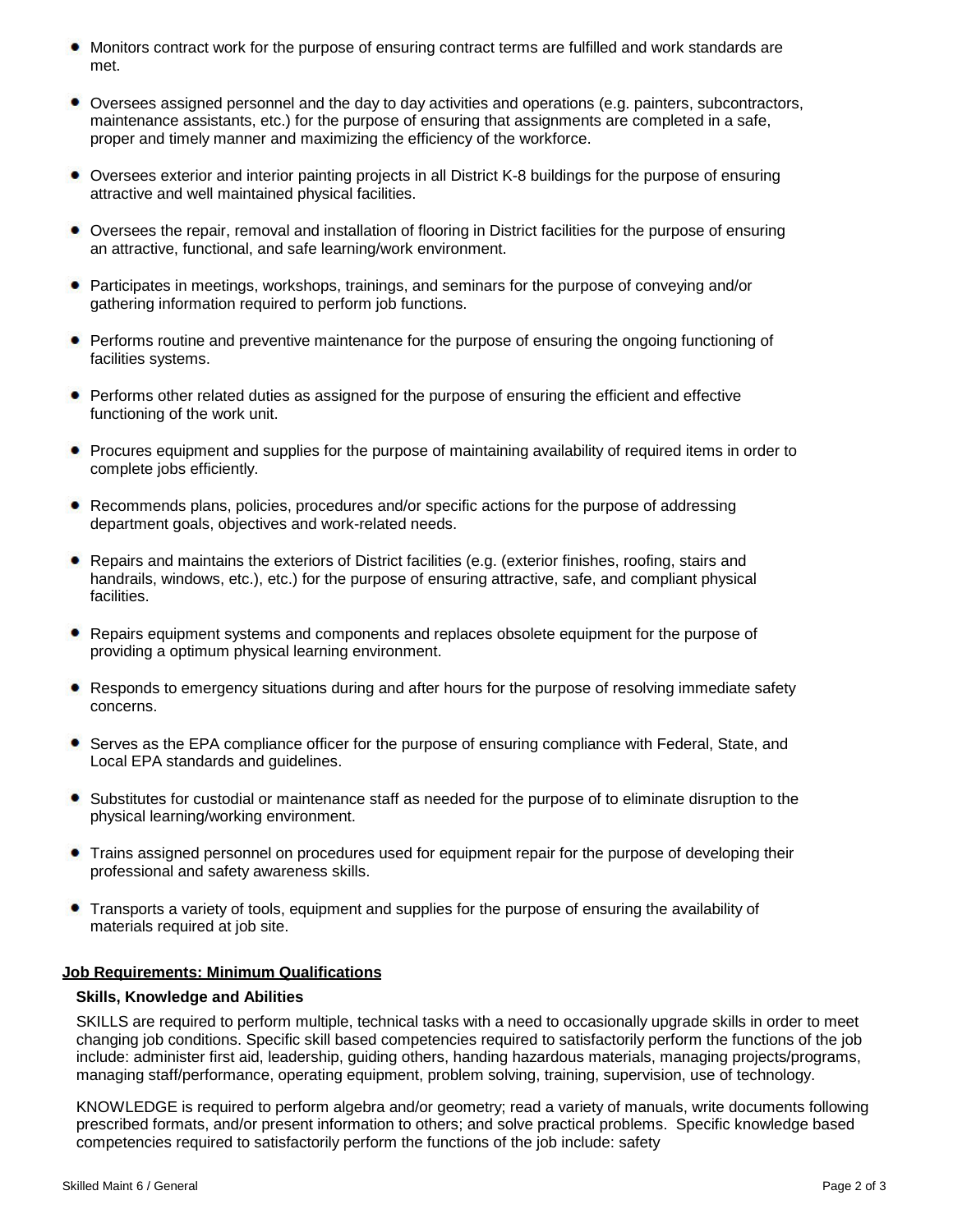- Monitors contract work for the purpose of ensuring contract terms are fulfilled and work standards are met.
- Oversees assigned personnel and the day to day activities and operations (e.g. painters, subcontractors, maintenance assistants, etc.) for the purpose of ensuring that assignments are completed in a safe, proper and timely manner and maximizing the efficiency of the workforce.
- Oversees exterior and interior painting projects in all District K-8 buildings for the purpose of ensuring attractive and well maintained physical facilities.
- Oversees the repair, removal and installation of flooring in District facilities for the purpose of ensuring an attractive, functional, and safe learning/work environment.
- Participates in meetings, workshops, trainings, and seminars for the purpose of conveying and/or gathering information required to perform job functions.
- Performs routine and preventive maintenance for the purpose of ensuring the ongoing functioning of facilities systems.
- Performs other related duties as assigned for the purpose of ensuring the efficient and effective functioning of the work unit.
- Procures equipment and supplies for the purpose of maintaining availability of required items in order to complete jobs efficiently.
- Recommends plans, policies, procedures and/or specific actions for the purpose of addressing department goals, objectives and work-related needs.
- Repairs and maintains the exteriors of District facilities (e.g. (exterior finishes, roofing, stairs and handrails, windows, etc.), etc.) for the purpose of ensuring attractive, safe, and compliant physical facilities.
- Repairs equipment systems and components and replaces obsolete equipment for the purpose of providing a optimum physical learning environment.
- Responds to emergency situations during and after hours for the purpose of resolving immediate safety concerns.
- Serves as the EPA compliance officer for the purpose of ensuring compliance with Federal, State, and Local EPA standards and guidelines.
- Substitutes for custodial or maintenance staff as needed for the purpose of to eliminate disruption to the physical learning/working environment.
- Trains assigned personnel on procedures used for equipment repair for the purpose of developing their professional and safety awareness skills.
- Transports a variety of tools, equipment and supplies for the purpose of ensuring the availability of materials required at job site.

## Job Requirements: Minimum Qualifications

### Skills, Knowledge and Abilities

SKILLS are required to perform multiple, technical tasks with a need to occasionally upgrade skills in order to meet changing job conditions. Specific skill based competencies required to satisfactorily perform the functions of the job include: administer first aid, leadership, guiding others, handing hazardous materials, managing projects/programs, managing staff/performance, operating equipment, problem solving, training, supervision, use of technology.

KNOWLEDGE is required to perform algebra and/or geometry; read a variety of manuals, write documents following prescribed formats, and/or present information to others; and solve practical problems. Specific knowledge based competencies required to satisfactorily perform the functions of the job include: safety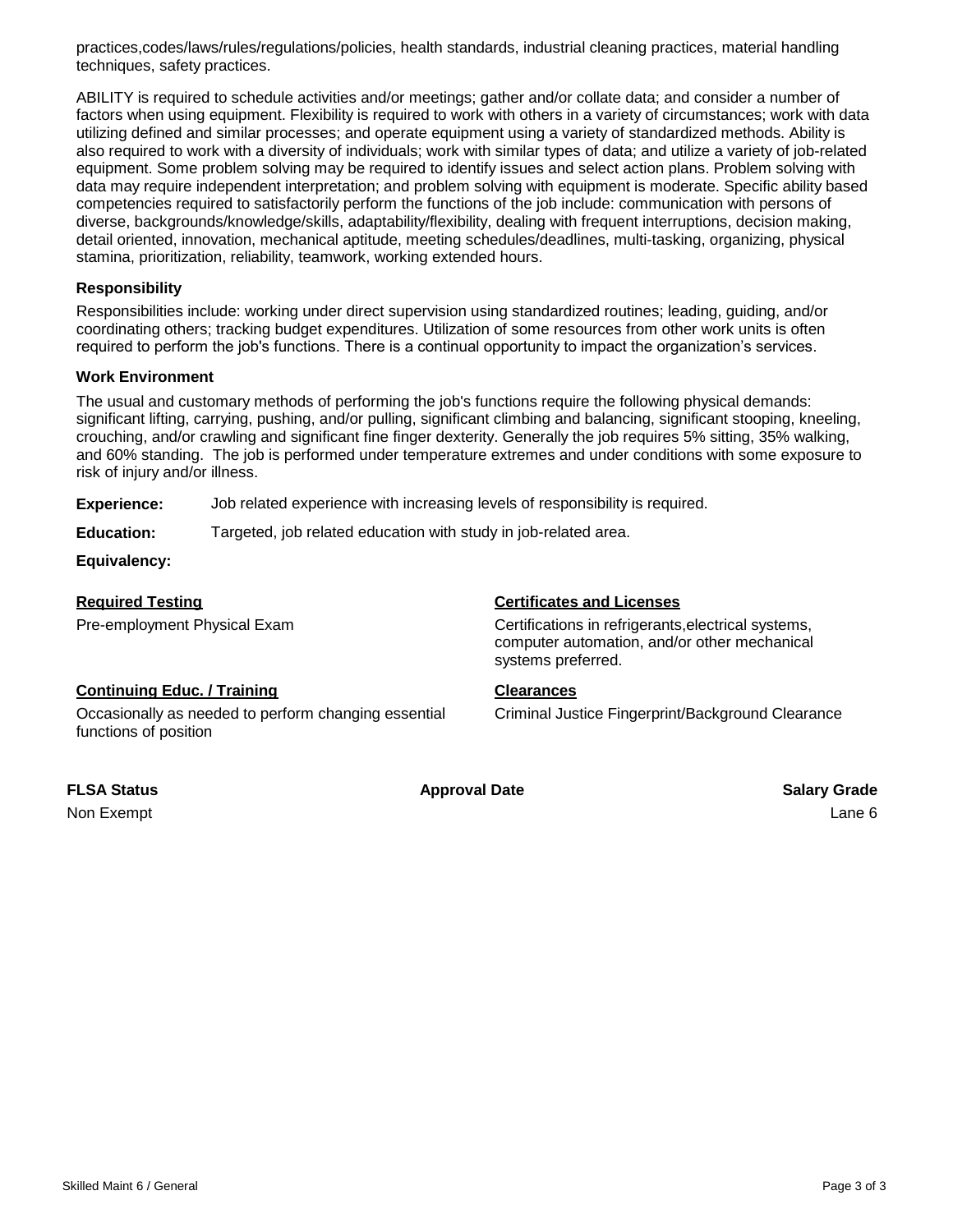practices,codes/laws/rules/regulations/policies, health standards, industrial cleaning practices, material handling techniques, safety practices.

ABILITY is required to schedule activities and/or meetings; gather and/or collate data; and consider a number of factors when using equipment. Flexibility is required to work with others in a variety of circumstances; work with data utilizing defined and similar processes; and operate equipment using a variety of standardized methods. Ability is also required to work with a diversity of individuals; work with similar types of data; and utilize a variety of job-related equipment. Some problem solving may be required to identify issues and select action plans. Problem solving with data may require independent interpretation; and problem solving with equipment is moderate. Specific ability based competencies required to satisfactorily perform the functions of the job include: communication with persons of diverse, backgrounds/knowledge/skills, adaptability/flexibility, dealing with frequent interruptions, decision making, detail oriented, innovation, mechanical aptitude, meeting schedules/deadlines, multi-tasking, organizing, physical stamina, prioritization, reliability, teamwork, working extended hours.

### Responsibility

Responsibilities include: working under direct supervision using standardized routines; leading, guiding, and/or coordinating others; tracking budget expenditures. Utilization of some resources from other work units is often required to perform the job's functions. There is a continual opportunity to impact the organization's services.

### Work Environment

The usual and customary methods of performing the job's functions require the following physical demands: significant lifting, carrying, pushing, and/or pulling, significant climbing and balancing, significant stooping, kneeling, crouching, and/or crawling and significant fine finger dexterity. Generally the job requires 5% sitting, 35% walking, and 60% standing. The job is performed under temperature extremes and under conditions with some exposure to risk of injury and/or illness.

**Experience:** Job related experience with increasing levels of responsibility is required.

**Education:** Targeted, job related education with study in job-related area.

**Equivalency:**

**Required Testing**

Pre-employment Physical Exam

**Certificates and Licenses**

Certifications in refrigerants,electrical systems, computer automation, and/or other mechanical systems preferred.

**Continuing Educ. / Training**

Occasionally as needed to perform changing essential functions of position

**Clearances**

Criminal Justice Fingerprint/Background Clearance

| FLSA Status | Approval Date | Salary Grade |
|---|---|---|
| Non Exempt | | Lane 6 |